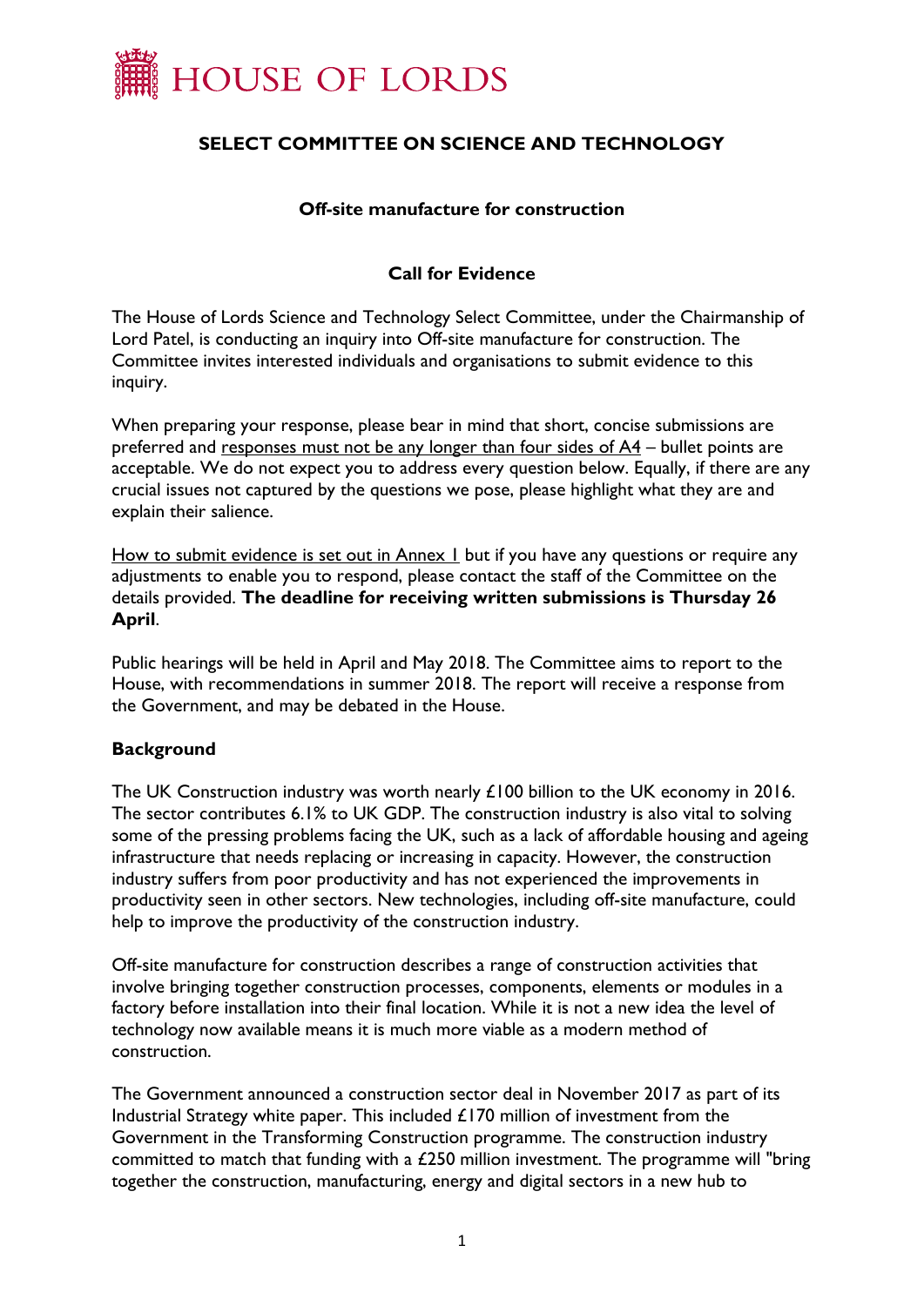# HOUSE OF LORDS

## SELECT COMMITTEE ON SCIENCE AND TECHNOLOGY

### Off-site manufacture for construction

### Call for Evidence

The House of Lords Science and Technology Select Committee, under the Chairmanship of Lord Patel, is conducting an inquiry into Off-site manufacture for construction. The Committee invites interested individuals and organisations to submit evidence to this inquiry.

When preparing your response, please bear in mind that short, concise submissions are preferred and responses must not be any longer than four sides of A4 – bullet points are acceptable. We do not expect you to address every question below. Equally, if there are any crucial issues not captured by the questions we pose, please highlight what they are and explain their salience.

How to submit evidence is set out in Annex 1 but if you have any questions or require any adjustments to enable you to respond, please contact the staff of the Committee on the details provided. **The deadline for receiving written submissions is Thursday 26 April**.

Public hearings will be held in April and May 2018. The Committee aims to report to the House, with recommendations in summer 2018. The report will receive a response from the Government, and may be debated in the House.

**Background**

The UK Construction industry was worth nearly £100 billion to the UK economy in 2016. The sector contributes 6.1% to UK GDP. The construction industry is also vital to solving some of the pressing problems facing the UK, such as a lack of affordable housing and ageing infrastructure that needs replacing or increasing in capacity. However, the construction industry suffers from poor productivity and has not experienced the improvements in productivity seen in other sectors. New technologies, including off-site manufacture, could help to improve the productivity of the construction industry.

Off-site manufacture for construction describes a range of construction activities that involve bringing together construction processes, components, elements or modules in a factory before installation into their final location. While it is not a new idea the level of technology now available means it is much more viable as a modern method of construction.

The Government announced a construction sector deal in November 2017 as part of its Industrial Strategy white paper. This included £170 million of investment from the Government in the Transforming Construction programme. The construction industry committed to match that funding with a £250 million investment. The programme will "bring together the construction, manufacturing, energy and digital sectors in a new hub to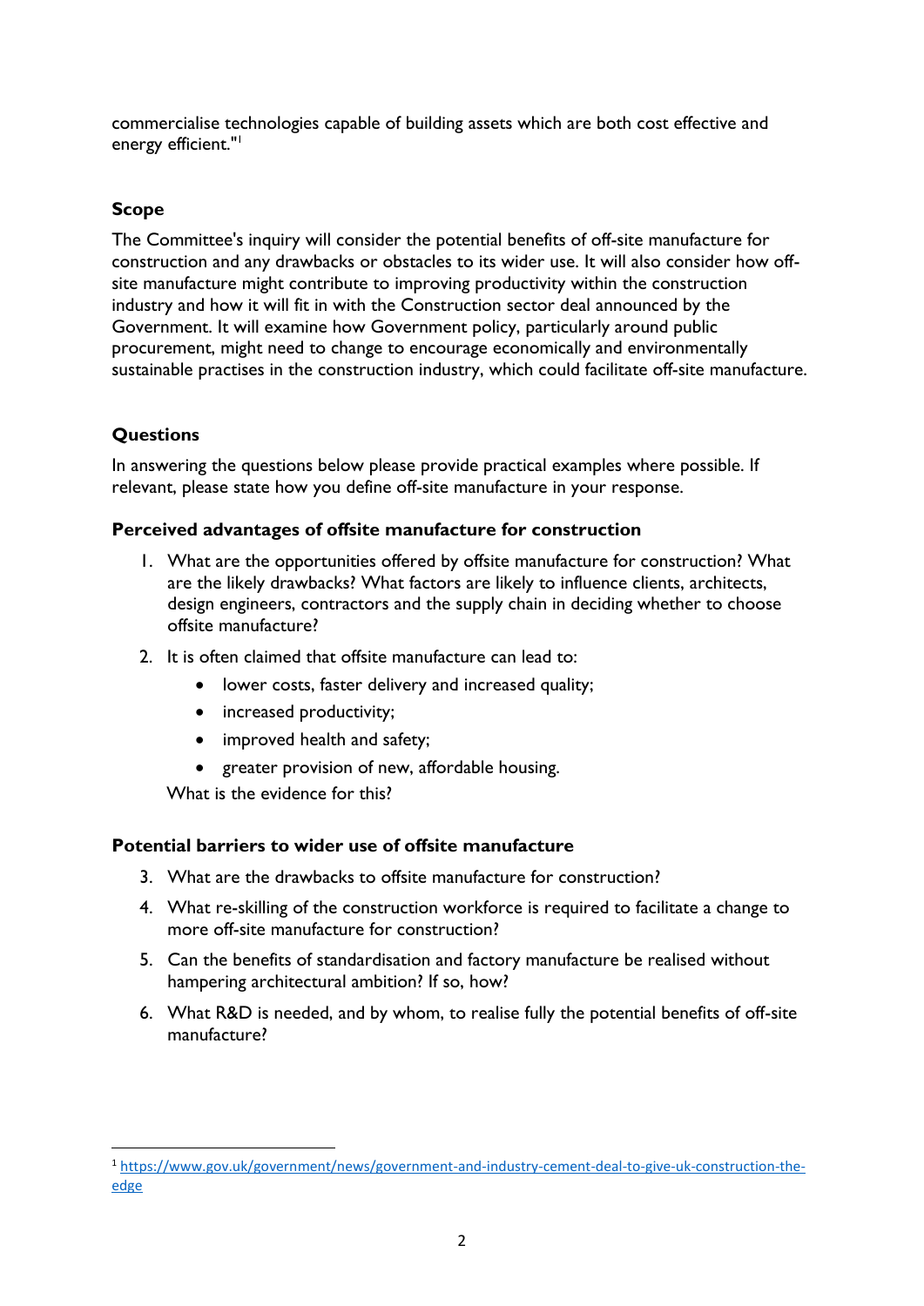commercialise technologies capable of building assets which are both cost effective and energy efficient."[1]

**Scope**

The Committee's inquiry will consider the potential benefits of off-site manufacture for construction and any drawbacks or obstacles to its wider use. It will also consider how off-site manufacture might contribute to improving productivity within the construction industry and how it will fit in with the Construction sector deal announced by the Government. It will examine how Government policy, particularly around public procurement, might need to change to encourage economically and environmentally sustainable practises in the construction industry, which could facilitate off-site manufacture.

**Questions**

In answering the questions below please provide practical examples where possible. If relevant, please state how you define off-site manufacture in your response.

**Perceived advantages of offsite manufacture for construction**

1. What are the opportunities offered by offsite manufacture for construction? What are the likely drawbacks? What factors are likely to influence clients, architects, design engineers, contractors and the supply chain in deciding whether to choose offsite manufacture?
2. It is often claimed that offsite manufacture can lead to:
   - lower costs, faster delivery and increased quality;
   - increased productivity;
   - improved health and safety;
   - greater provision of new, affordable housing.

   What is the evidence for this?

**Potential barriers to wider use of offsite manufacture**

3. What are the drawbacks to offsite manufacture for construction?
4. What re-skilling of the construction workforce is required to facilitate a change to more off-site manufacture for construction?
5. Can the benefits of standardisation and factory manufacture be realised without hampering architectural ambition? If so, how?
6. What R&D is needed, and by whom, to realise fully the potential benefits of off-site manufacture?

[1] https://www.gov.uk/government/news/government-and-industry-cement-deal-to-give-uk-construction-the-edge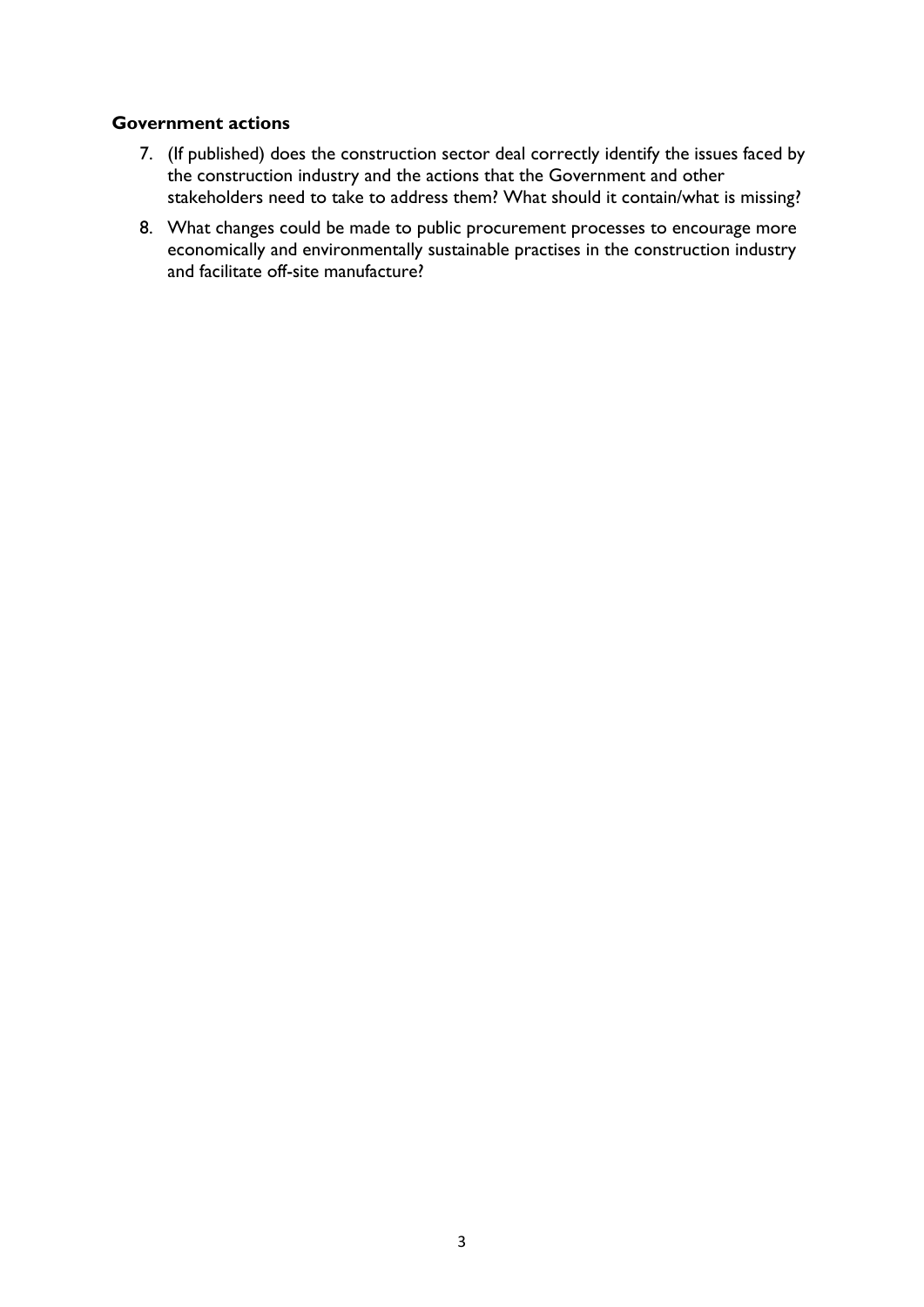**Government actions**

7. (If published) does the construction sector deal correctly identify the issues faced by the construction industry and the actions that the Government and other stakeholders need to take to address them? What should it contain/what is missing?
8. What changes could be made to public procurement processes to encourage more economically and environmentally sustainable practises in the construction industry and facilitate off-site manufacture?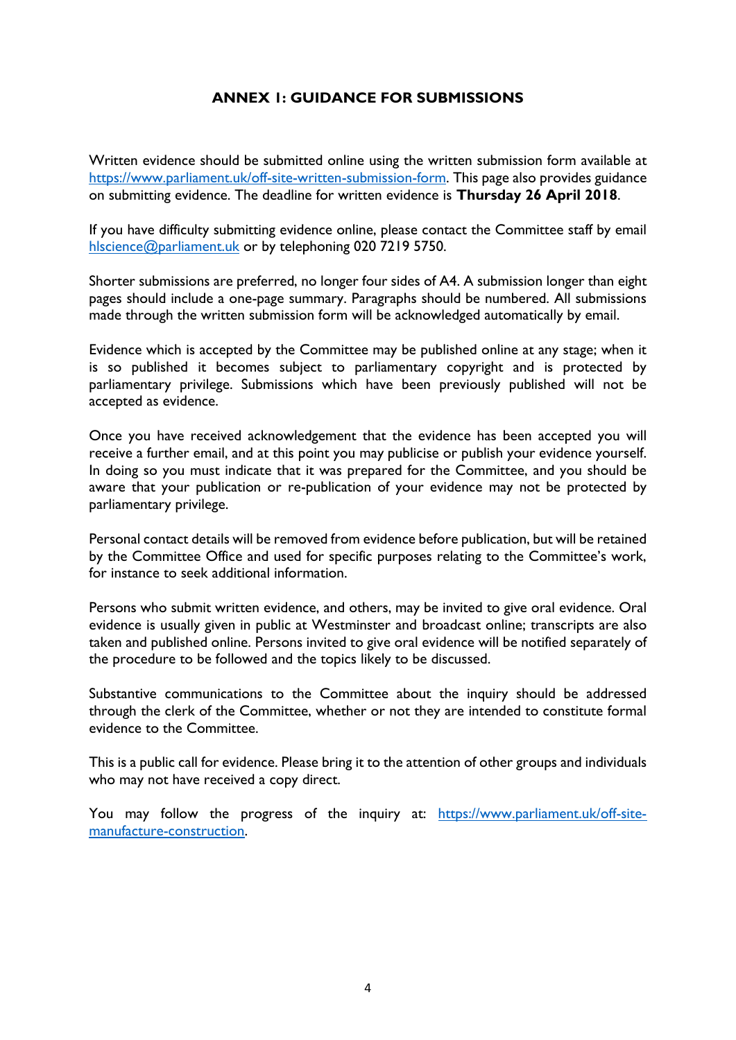## ANNEX 1: GUIDANCE FOR SUBMISSIONS

Written evidence should be submitted online using the written submission form available at https://www.parliament.uk/off-site-written-submission-form. This page also provides guidance on submitting evidence. The deadline for written evidence is **Thursday 26 April 2018**.

If you have difficulty submitting evidence online, please contact the Committee staff by email hlscience@parliament.uk or by telephoning 020 7219 5750.

Shorter submissions are preferred, no longer four sides of A4. A submission longer than eight pages should include a one-page summary. Paragraphs should be numbered. All submissions made through the written submission form will be acknowledged automatically by email.

Evidence which is accepted by the Committee may be published online at any stage; when it is so published it becomes subject to parliamentary copyright and is protected by parliamentary privilege. Submissions which have been previously published will not be accepted as evidence.

Once you have received acknowledgement that the evidence has been accepted you will receive a further email, and at this point you may publicise or publish your evidence yourself. In doing so you must indicate that it was prepared for the Committee, and you should be aware that your publication or re-publication of your evidence may not be protected by parliamentary privilege.

Personal contact details will be removed from evidence before publication, but will be retained by the Committee Office and used for specific purposes relating to the Committee's work, for instance to seek additional information.

Persons who submit written evidence, and others, may be invited to give oral evidence. Oral evidence is usually given in public at Westminster and broadcast online; transcripts are also taken and published online. Persons invited to give oral evidence will be notified separately of the procedure to be followed and the topics likely to be discussed.

Substantive communications to the Committee about the inquiry should be addressed through the clerk of the Committee, whether or not they are intended to constitute formal evidence to the Committee.

This is a public call for evidence. Please bring it to the attention of other groups and individuals who may not have received a copy direct.

You may follow the progress of the inquiry at: https://www.parliament.uk/off-site-manufacture-construction.